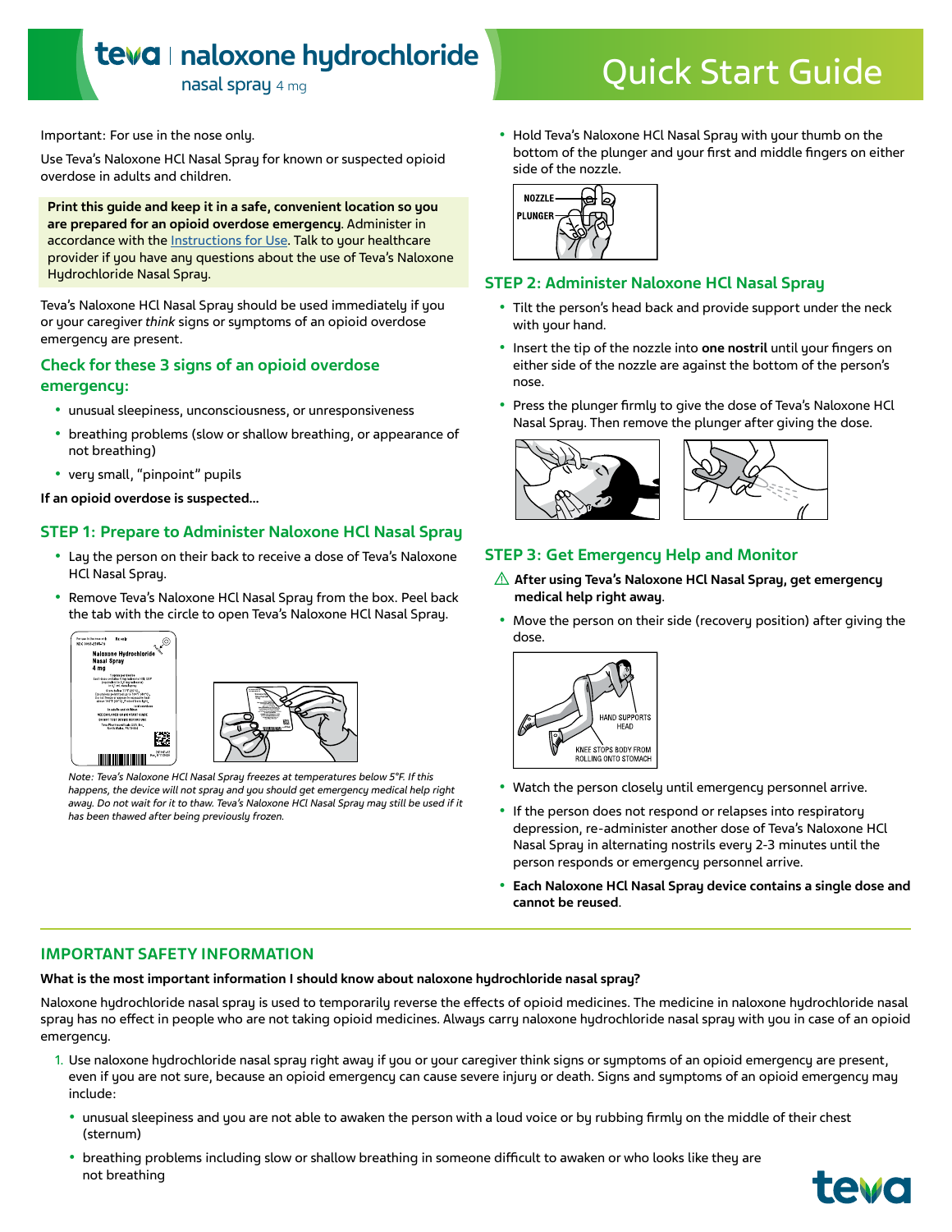# teva | naloxone hydrochloride nasal spray 4 mg

# Quick Start Guide

Important: For use in the nose only.

Use Teva's Naloxone HCl Nasal Spray for known or suspected opioid overdose in adults and children.

**Print this guide and keep it in a safe, convenient location so you are prepared for an opioid overdose emergency.** Administer in accordance with the Instructions for Use. Talk to your healthcare provider if you have any questions about the use of Teva's Naloxone Hydrochloride Nasal Spray.

Teva's Naloxone HCl Nasal Spray should be used immediately if you or your caregiver *think* signs or symptoms of an opioid overdose emergency are present.

## Check for these 3 signs of an opioid overdose emergency:

- unusual sleepiness, unconsciousness, or unresponsiveness
- breathing problems (slow or shallow breathing, or appearance of not breathing)
- very small, "pinpoint" pupils

**If an opioid overdose is suspected...**

## STEP 1: Prepare to Administer Naloxone HCl Nasal Spray

- Lay the person on their back to receive a dose of Teva's Naloxone HCl Nasal Spray.
- Remove Teva's Naloxone HCl Nasal Spray from the box. Peel back the tab with the circle to open Teva's Naloxone HCl Nasal Spray.

*Note: Teva's Naloxone HCl Nasal Spray freezes at temperatures below 5°F. If this happens, the device will not spray and you should get emergency medical help right away. Do not wait for it to thaw. Teva's Naloxone HCl Nasal Spray may still be used if it has been thawed after being previously frozen.*

- Hold Teva's Naloxone HCl Nasal Spray with your thumb on the bottom of the plunger and your first and middle fingers on either side of the nozzle.

## STEP 2: Administer Naloxone HCl Nasal Spray

- Tilt the person's head back and provide support under the neck with your hand.
- Insert the tip of the nozzle into **one nostril** until your fingers on either side of the nozzle are against the bottom of the person's nose.
- Press the plunger firmly to give the dose of Teva's Naloxone HCl Nasal Spray. Then remove the plunger after giving the dose.

## STEP 3: Get Emergency Help and Monitor

⚠ **After using Teva's Naloxone HCl Nasal Spray, get emergency medical help right away**.

- Move the person on their side (recovery position) after giving the dose.
- Watch the person closely until emergency personnel arrive.
- If the person does not respond or relapses into respiratory depression, re-administer another dose of Teva's Naloxone HCl Nasal Spray in alternating nostrils every 2-3 minutes until the person responds or emergency personnel arrive.
- **Each Naloxone HCl Nasal Spray device contains a single dose and cannot be reused**.

## IMPORTANT SAFETY INFORMATION

**What is the most important information I should know about naloxone hydrochloride nasal spray?**

Naloxone hydrochloride nasal spray is used to temporarily reverse the effects of opioid medicines. The medicine in naloxone hydrochloride nasal spray has no effect in people who are not taking opioid medicines. Always carry naloxone hydrochloride nasal spray with you in case of an opioid emergency.

1. Use naloxone hydrochloride nasal spray right away if you or your caregiver think signs or symptoms of an opioid emergency are present, even if you are not sure, because an opioid emergency can cause severe injury or death. Signs and symptoms of an opioid emergency may include:
   - unusual sleepiness and you are not able to awaken the person with a loud voice or by rubbing firmly on the middle of their chest (sternum)
   - breathing problems including slow or shallow breathing in someone difficult to awaken or who looks like they are not breathing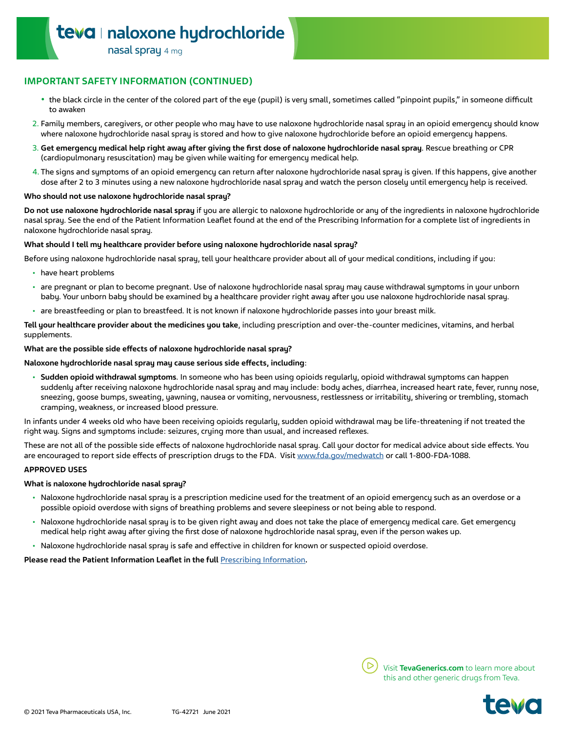## IMPORTANT SAFETY INFORMATION (CONTINUED)

- the black circle in the center of the colored part of the eye (pupil) is very small, sometimes called "pinpoint pupils," in someone difficult to awaken

2. Family members, caregivers, or other people who may have to use naloxone hydrochloride nasal spray in an opioid emergency should know where naloxone hydrochloride nasal spray is stored and how to give naloxone hydrochloride before an opioid emergency happens.
3. **Get emergency medical help right away after giving the first dose of naloxone hydrochloride nasal spray**. Rescue breathing or CPR (cardiopulmonary resuscitation) may be given while waiting for emergency medical help.
4. The signs and symptoms of an opioid emergency can return after naloxone hydrochloride nasal spray is given. If this happens, give another dose after 2 to 3 minutes using a new naloxone hydrochloride nasal spray and watch the person closely until emergency help is received.

**Who should not use naloxone hydrochloride nasal spray?**

**Do not use naloxone hydrochloride nasal spray** if you are allergic to naloxone hydrochloride or any of the ingredients in naloxone hydrochloride nasal spray. See the end of the Patient Information Leaflet found at the end of the Prescribing Information for a complete list of ingredients in naloxone hydrochloride nasal spray.

**What should I tell my healthcare provider before using naloxone hydrochloride nasal spray?**

Before using naloxone hydrochloride nasal spray, tell your healthcare provider about all of your medical conditions, including if you:

- have heart problems
- are pregnant or plan to become pregnant. Use of naloxone hydrochloride nasal spray may cause withdrawal symptoms in your unborn baby. Your unborn baby should be examined by a healthcare provider right away after you use naloxone hydrochloride nasal spray.
- are breastfeeding or plan to breastfeed. It is not known if naloxone hydrochloride passes into your breast milk.

**Tell your healthcare provider about the medicines you take**, including prescription and over-the-counter medicines, vitamins, and herbal supplements.

**What are the possible side effects of naloxone hydrochloride nasal spray?**

**Naloxone hydrochloride nasal spray may cause serious side effects, including**:

- **Sudden opioid withdrawal symptoms**. In someone who has been using opioids regularly, opioid withdrawal symptoms can happen suddenly after receiving naloxone hydrochloride nasal spray and may include: body aches, diarrhea, increased heart rate, fever, runny nose, sneezing, goose bumps, sweating, yawning, nausea or vomiting, nervousness, restlessness or irritability, shivering or trembling, stomach cramping, weakness, or increased blood pressure.

In infants under 4 weeks old who have been receiving opioids regularly, sudden opioid withdrawal may be life-threatening if not treated the right way. Signs and symptoms include: seizures, crying more than usual, and increased reflexes.

These are not all of the possible side effects of naloxone hydrochloride nasal spray. Call your doctor for medical advice about side effects. You are encouraged to report side effects of prescription drugs to the FDA. Visit www.fda.gov/medwatch or call 1-800-FDA-1088.

**APPROVED USES**

**What is naloxone hydrochloride nasal spray?**

- Naloxone hydrochloride nasal spray is a prescription medicine used for the treatment of an opioid emergency such as an overdose or a possible opioid overdose with signs of breathing problems and severe sleepiness or not being able to respond.
- Naloxone hydrochloride nasal spray is to be given right away and does not take the place of emergency medical care. Get emergency medical help right away after giving the first dose of naloxone hydrochloride nasal spray, even if the person wakes up.
- Naloxone hydrochloride nasal spray is safe and effective in children for known or suspected opioid overdose.

**Please read the Patient Information Leaflet in the full Prescribing Information.**

Visit **TevaGenerics.com** to learn more about this and other generic drugs from Teva.

© 2021 Teva Pharmaceuticals USA, Inc. TG-42721 June 2021